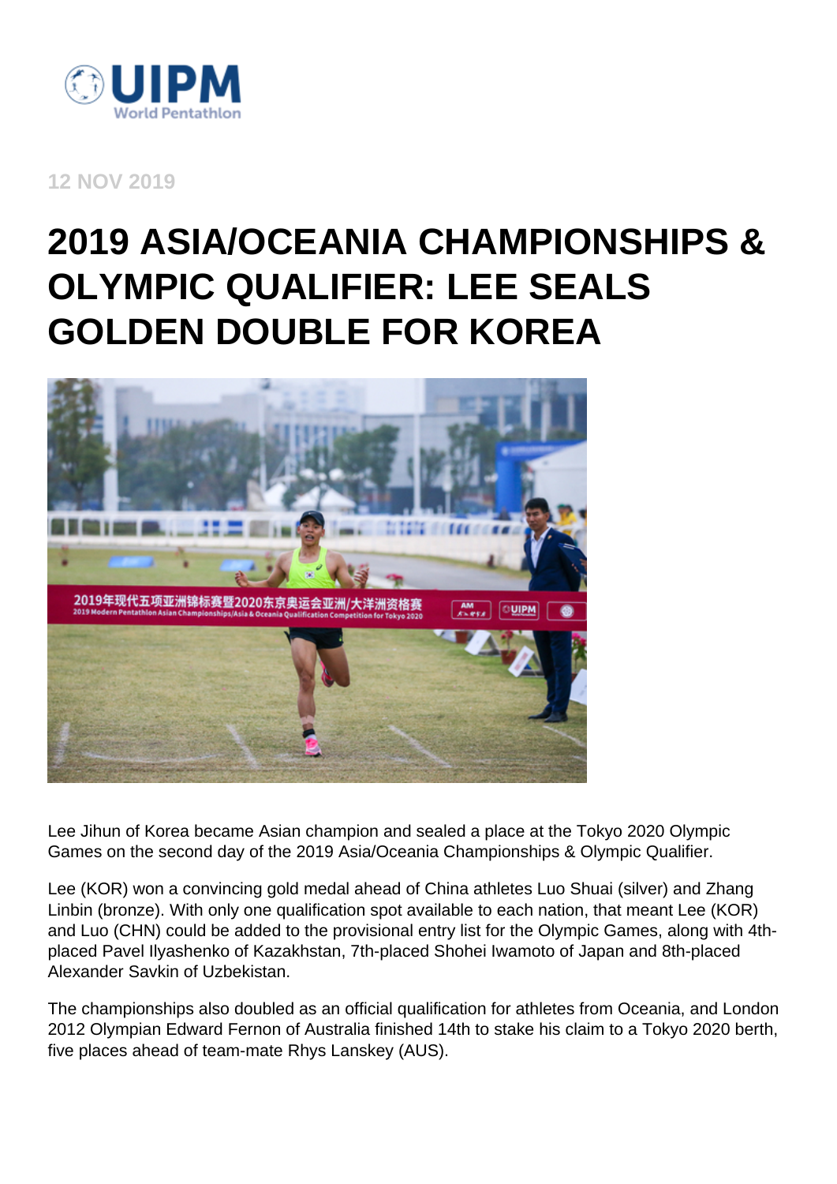12 NOV 2019

# 2019 ASIA/OCEANIA CHAMPIONSHIPS & OLYMPIC QUALIFIER: LEE SEALS GOLDEN DOUBLE FOR KOREA

Lee Jihun of Korea became Asian champion and sealed a place at the Tokyo 2020 Olympic Games on the second day of the 2019 Asia/Oceania Championships & Olympic Qualifier.

Lee (KOR) won a convincing gold medal ahead of China athletes Luo Shuai (silver) and Zhang Linbin (bronze). With only one qualification spot available to each nation, that meant Lee (KOR) and Luo (CHN) could be added to the provisional entry list for the Olympic Games, along with 4th-placed Pavel Ilyashenko of Kazakhstan, 7th-placed Shohei Iwamoto of Japan and 8th-placed Alexander Savkin of Uzbekistan.

The championships also doubled as an official qualification for athletes from Oceania, and London 2012 Olympian Edward Fernon of Australia finished 14th to stake his claim to a Tokyo 2020 berth, five places ahead of team-mate Rhys Lanskey (AUS).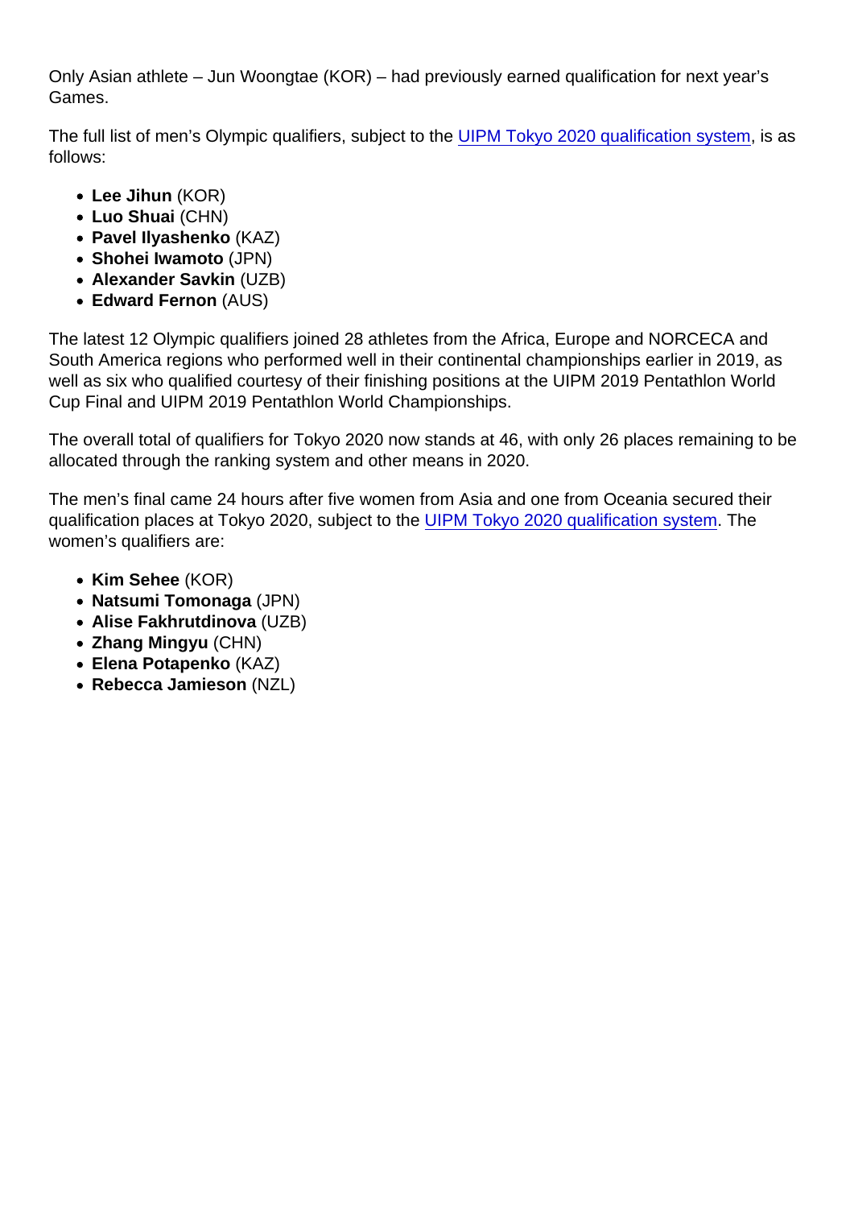Only Asian athlete – Jun Woongtae (KOR) – had previously earned qualification for next year's Games.

The full list of men's Olympic qualifiers, subject to the [UIPM Tokyo 2020 qualification system](), is as follows:

- **Lee Jihun** (KOR)
- **Luo Shuai** (CHN)
- **Pavel Ilyashenko** (KAZ)
- **Shohei Iwamoto** (JPN)
- **Alexander Savkin** (UZB)
- **Edward Fernon** (AUS)

The latest 12 Olympic qualifiers joined 28 athletes from the Africa, Europe and NORCECA and South America regions who performed well in their continental championships earlier in 2019, as well as six who qualified courtesy of their finishing positions at the UIPM 2019 Pentathlon World Cup Final and UIPM 2019 Pentathlon World Championships.

The overall total of qualifiers for Tokyo 2020 now stands at 46, with only 26 places remaining to be allocated through the ranking system and other means in 2020.

The men's final came 24 hours after five women from Asia and one from Oceania secured their qualification places at Tokyo 2020, subject to the [UIPM Tokyo 2020 qualification system](). The women's qualifiers are:

- **Kim Sehee** (KOR)
- **Natsumi Tomonaga** (JPN)
- **Alise Fakhrutdinova** (UZB)
- **Zhang Mingyu** (CHN)
- **Elena Potapenko** (KAZ)
- **Rebecca Jamieson** (NZL)